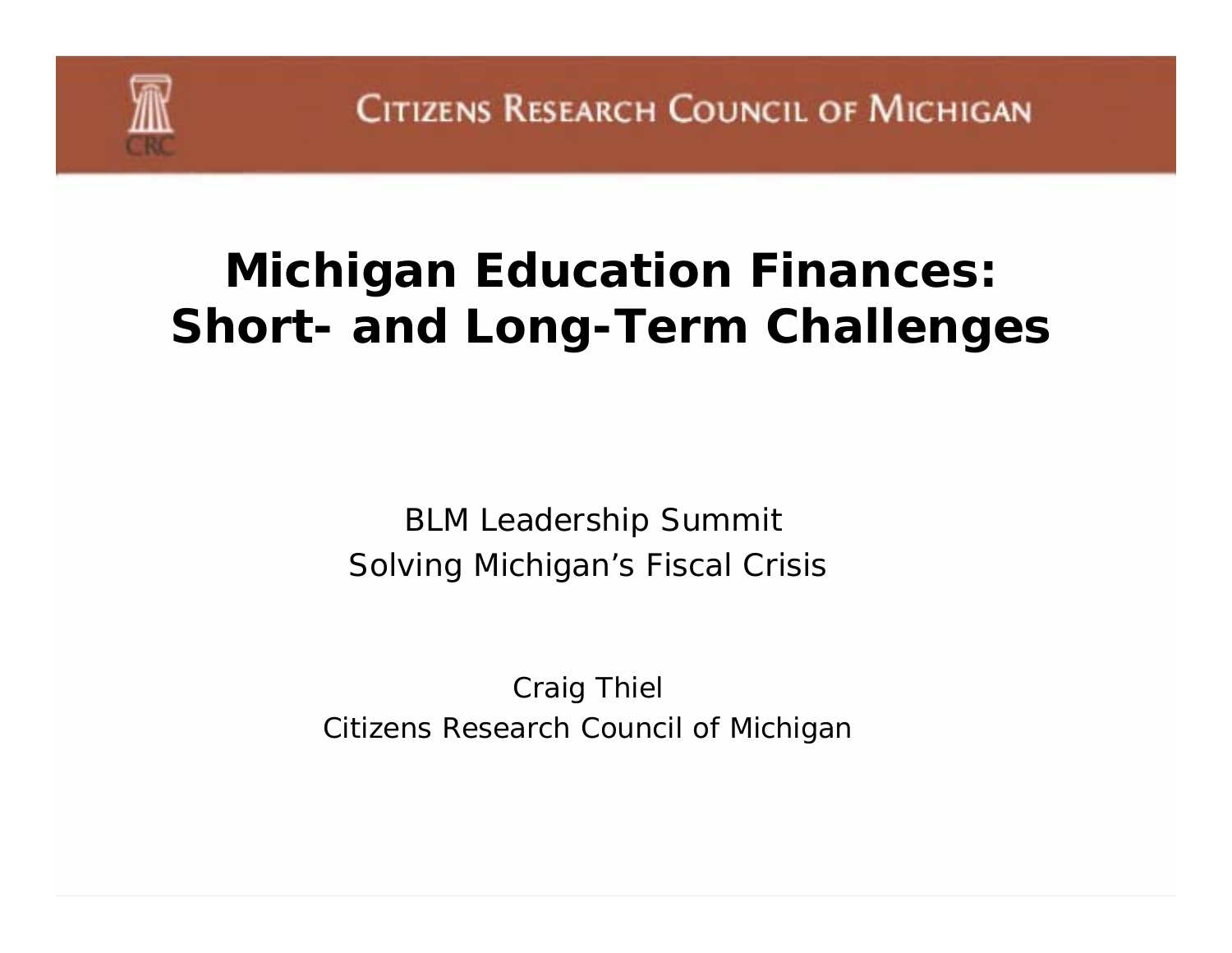Citizens Research Council of Michigan

# Michigan Education Finances: Short- and Long-Term Challenges

BLM Leadership Summit
Solving Michigan's Fiscal Crisis

Craig Thiel
Citizens Research Council of Michigan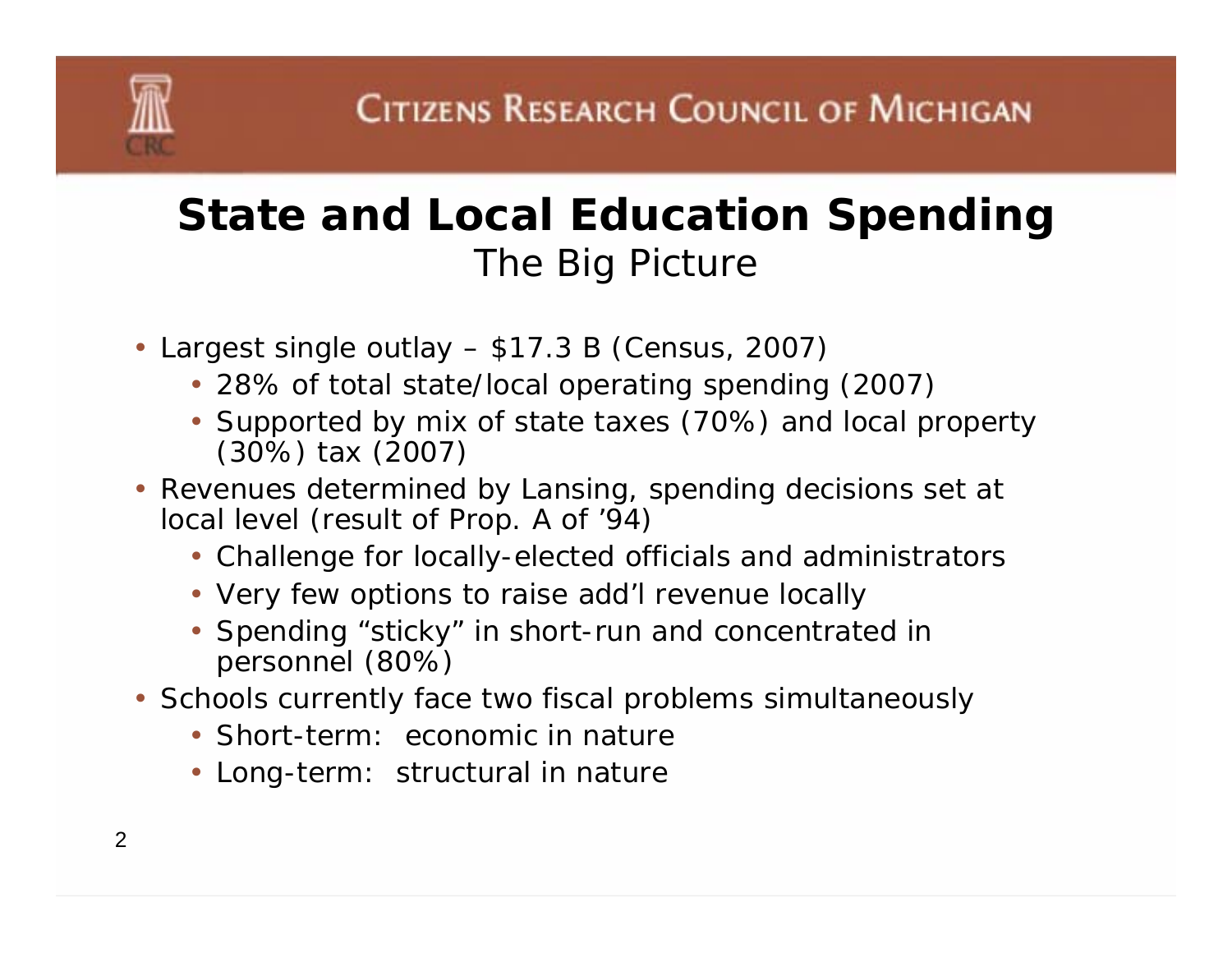# State and Local Education Spending

## The Big Picture

- Largest single outlay – $17.3 B (Census, 2007)
  - 28% of total state/local operating spending (2007)
  - Supported by mix of state taxes (70%) and local property (30%) tax (2007)
- Revenues determined by Lansing, spending decisions set at local level (result of Prop. A of '94)
  - Challenge for locally-elected officials and administrators
  - Very few options to raise add'l revenue locally
  - Spending "sticky" in short-run and concentrated in personnel (80%)
- Schools currently face two fiscal problems simultaneously
  - Short-term: economic in nature
  - Long-term: structural in nature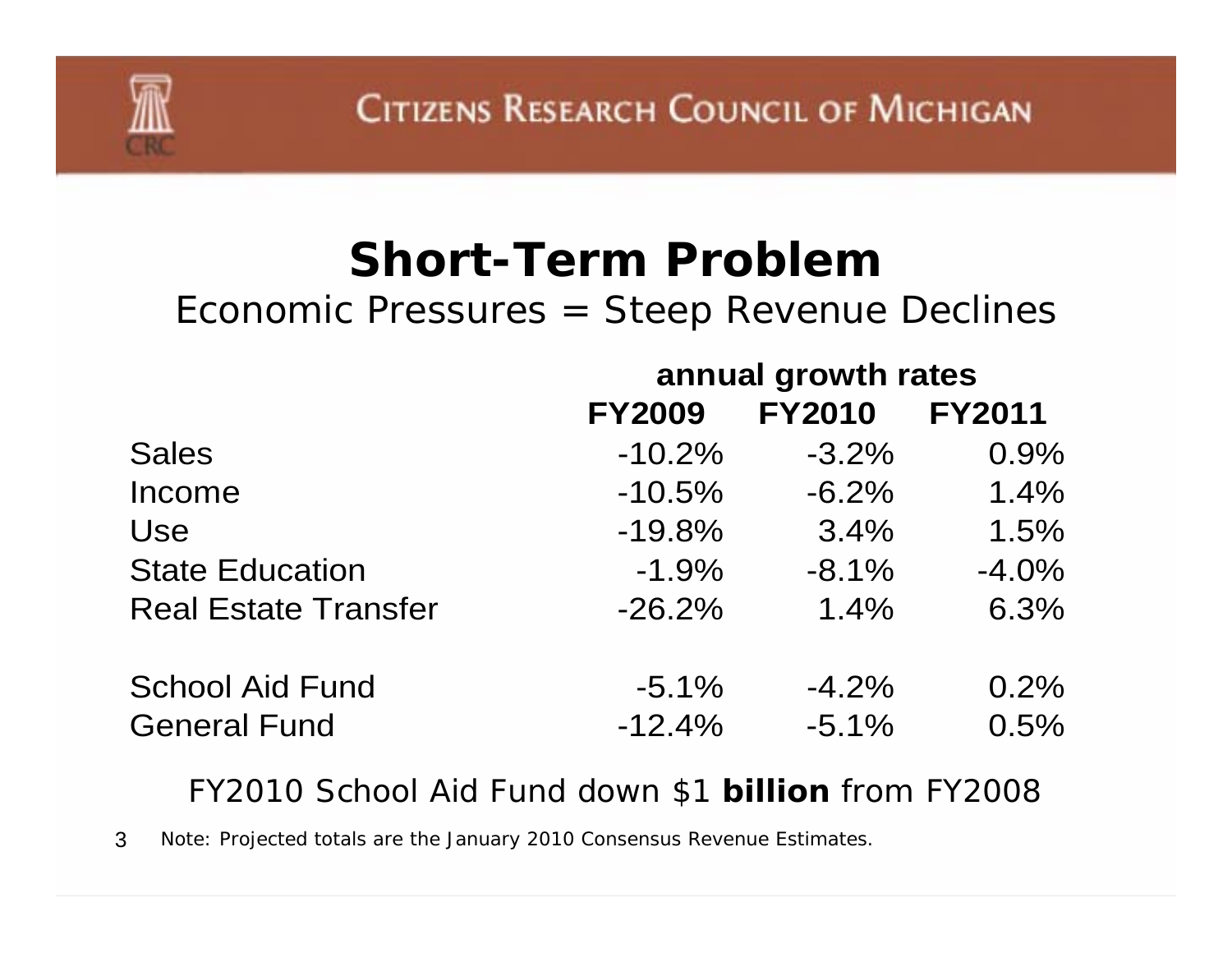# Short-Term Problem

Economic Pressures = Steep Revenue Declines

| | annual growth rates | | |
|---|---|---|---|
| | FY2009 | FY2010 | FY2011 |
| Sales | -10.2% | -3.2% | 0.9% |
| Income | -10.5% | -6.2% | 1.4% |
| Use | -19.8% | 3.4% | 1.5% |
| State Education | -1.9% | -8.1% | -4.0% |
| Real Estate Transfer | -26.2% | 1.4% | 6.3% |
| | | | |
| School Aid Fund | -5.1% | -4.2% | 0.2% |
| General Fund | -12.4% | -5.1% | 0.5% |

FY2010 School Aid Fund down $1 **billion** from FY2008

*Note: Projected totals are the January 2010 Consensus Revenue Estimates.*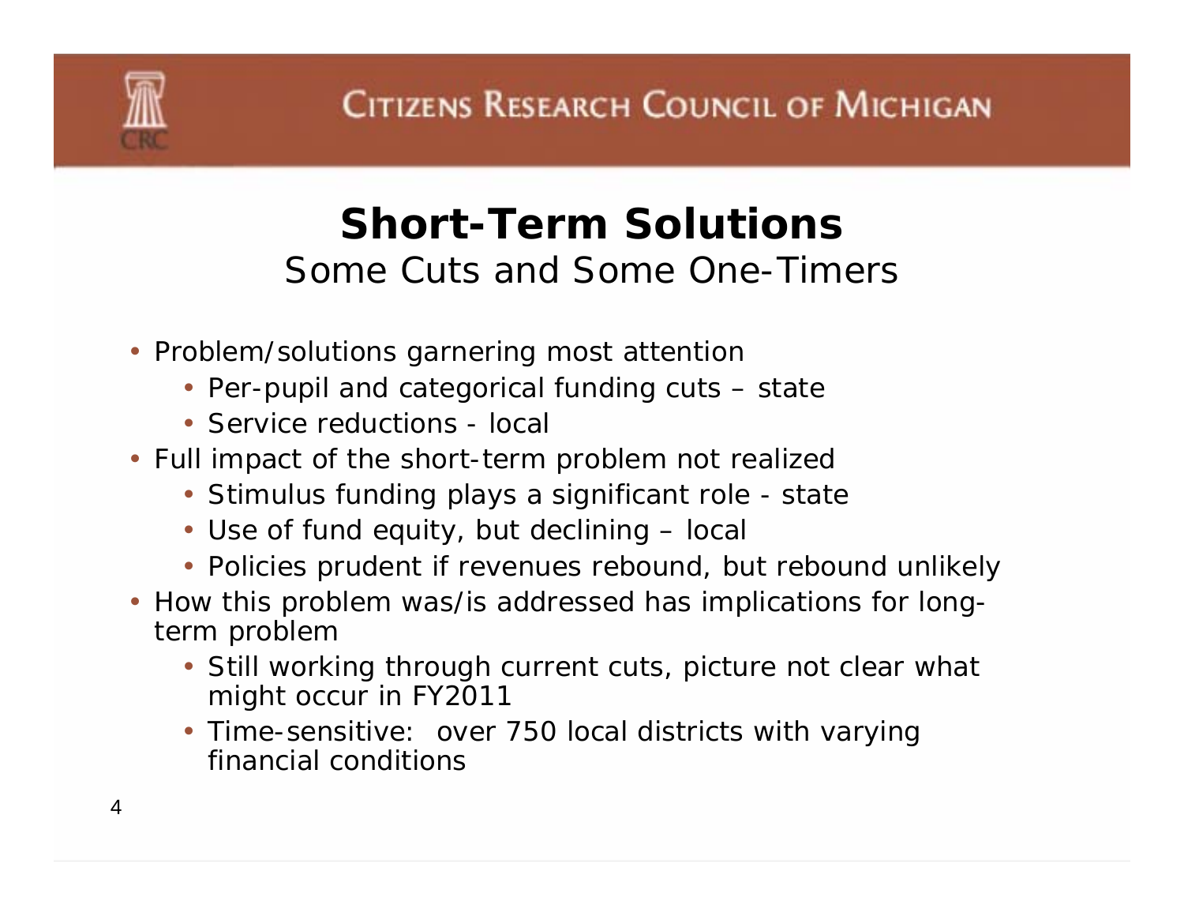## Short-Term Solutions

Some Cuts and Some One-Timers

- Problem/solutions garnering most attention
  - Per-pupil and categorical funding cuts – state
  - Service reductions - local
- Full impact of the short-term problem not realized
  - Stimulus funding plays a significant role - state
  - Use of fund equity, but declining – local
  - Policies prudent if revenues rebound, but rebound unlikely
- How this problem was/is addressed has implications for long-term problem
  - Still working through current cuts, picture not clear what might occur in FY2011
  - Time-sensitive: over 750 local districts with varying financial conditions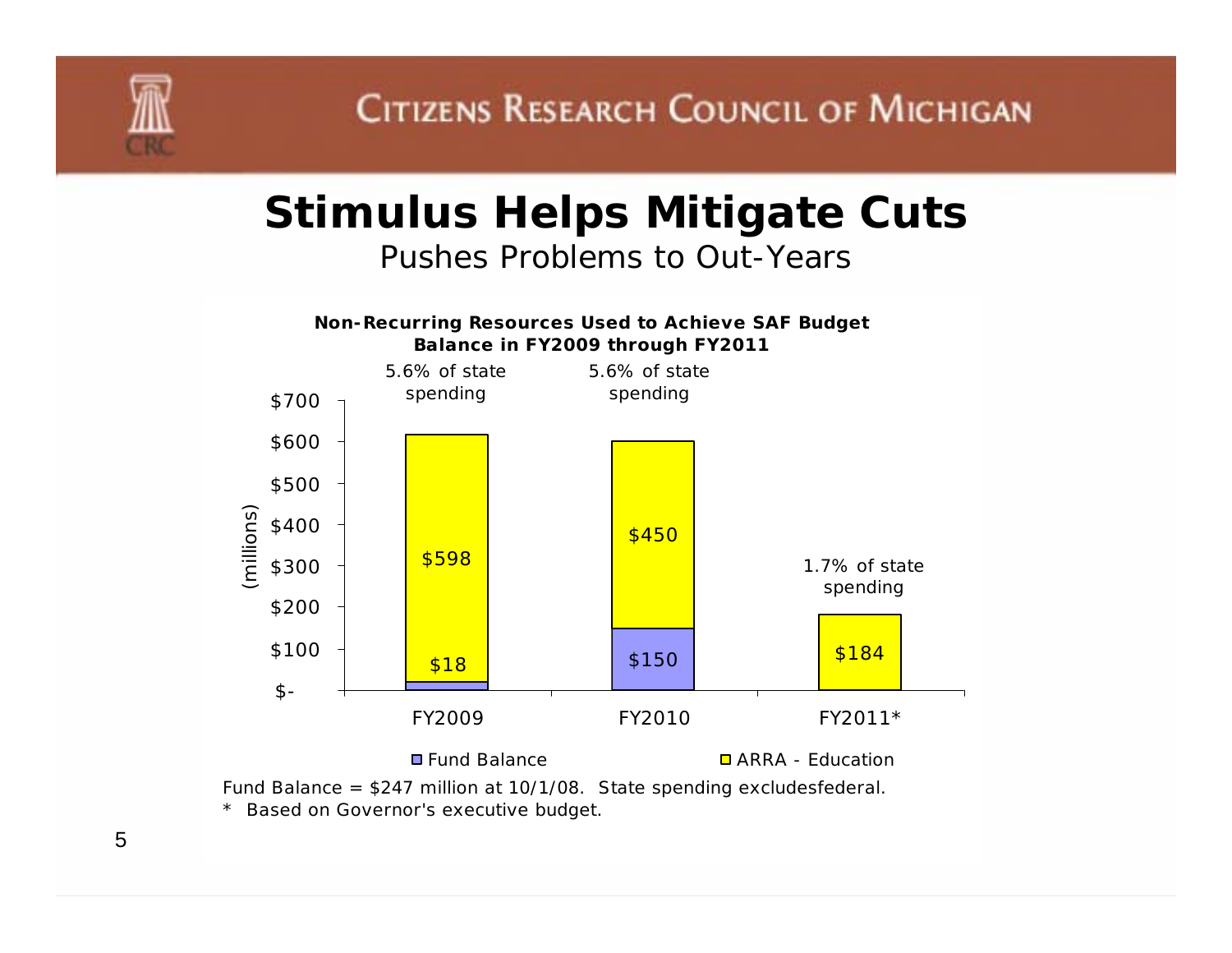# Stimulus Helps Mitigate Cuts

## Pushes Problems to Out-Years

**Non-Recurring Resources Used to Achieve SAF Budget Balance in FY2009 through FY2011**

(millions)

| | FY2009 | FY2010 | FY2011* |
|---|---|---|---|
| Fund Balance | $18 | $150 | |
| ARRA - Education | $598 | $450 | $184 |
| Share of state spending | 5.6% of state spending | 5.6% of state spending | 1.7% of state spending |

Fund Balance = $247 million at 10/1/08. State spending excludesfederal.

* Based on Governor's executive budget.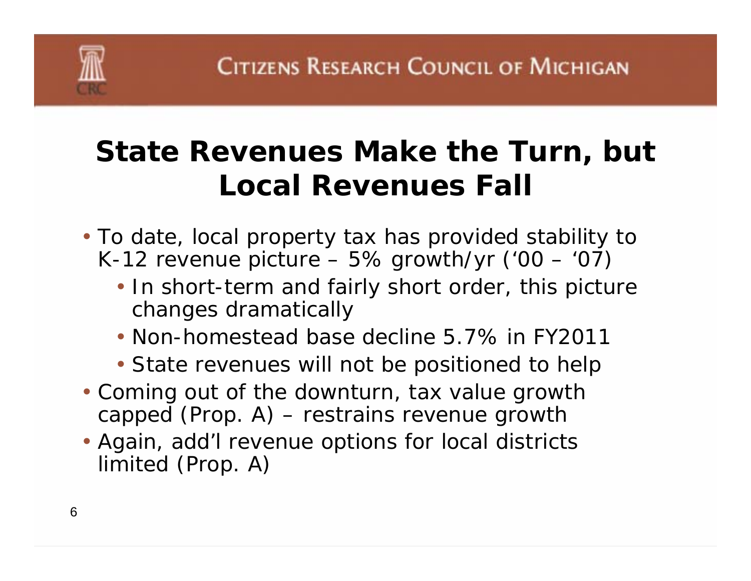# State Revenues Make the Turn, but Local Revenues Fall

- To date, local property tax has provided stability to K-12 revenue picture – 5% growth/yr ('00 – '07)
  - In short-term and fairly short order, this picture changes dramatically
  - Non-homestead base decline 5.7% in FY2011
  - State revenues will not be positioned to help
- Coming out of the downturn, tax value growth capped (Prop. A) – restrains revenue growth
- Again, add'l revenue options for local districts limited (Prop. A)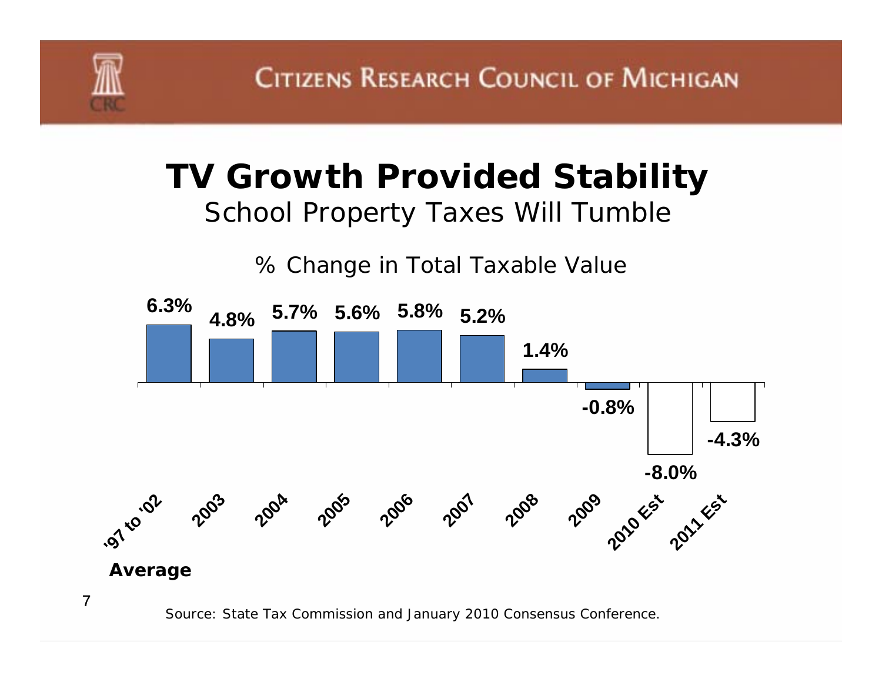# TV Growth Provided Stability

## School Property Taxes Will Tumble

% Change in Total Taxable Value

| Year | % Change |
| --- | --- |
| '97 to '02 Average | 6.3% |
| 2003 | 4.8% |
| 2004 | 5.7% |
| 2005 | 5.6% |
| 2006 | 5.8% |
| 2007 | 5.2% |
| 2008 | 1.4% |
| 2009 | -0.8% |
| 2010 Est | -8.0% |
| 2011 Est | -4.3% |

*Source: State Tax Commission and January 2010 Consensus Conference.*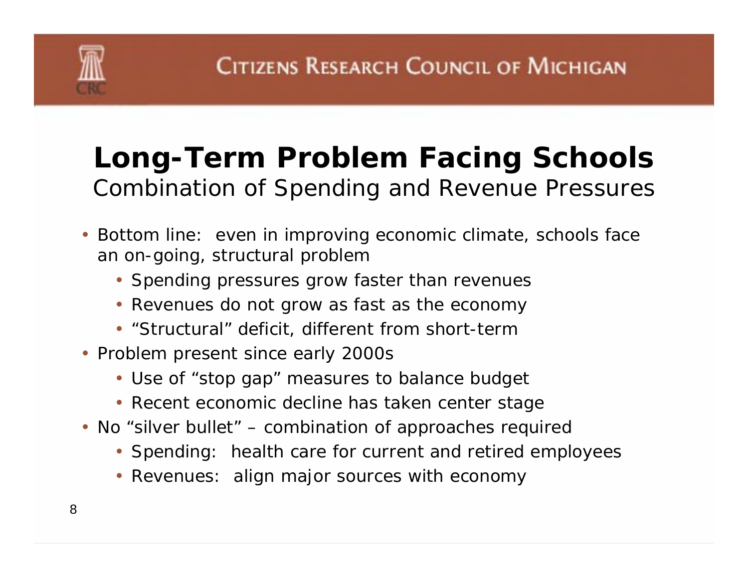# Long-Term Problem Facing Schools

## Combination of Spending and Revenue Pressures

- Bottom line: even in improving economic climate, schools face an on-going, structural problem
  - Spending pressures grow faster than revenues
  - Revenues do not grow as fast as the economy
  - "Structural" deficit, different from short-term
- Problem present since early 2000s
  - Use of "stop gap" measures to balance budget
  - Recent economic decline has taken center stage
- No "silver bullet" – combination of approaches required
  - Spending: health care for current and retired employees
  - Revenues: align major sources with economy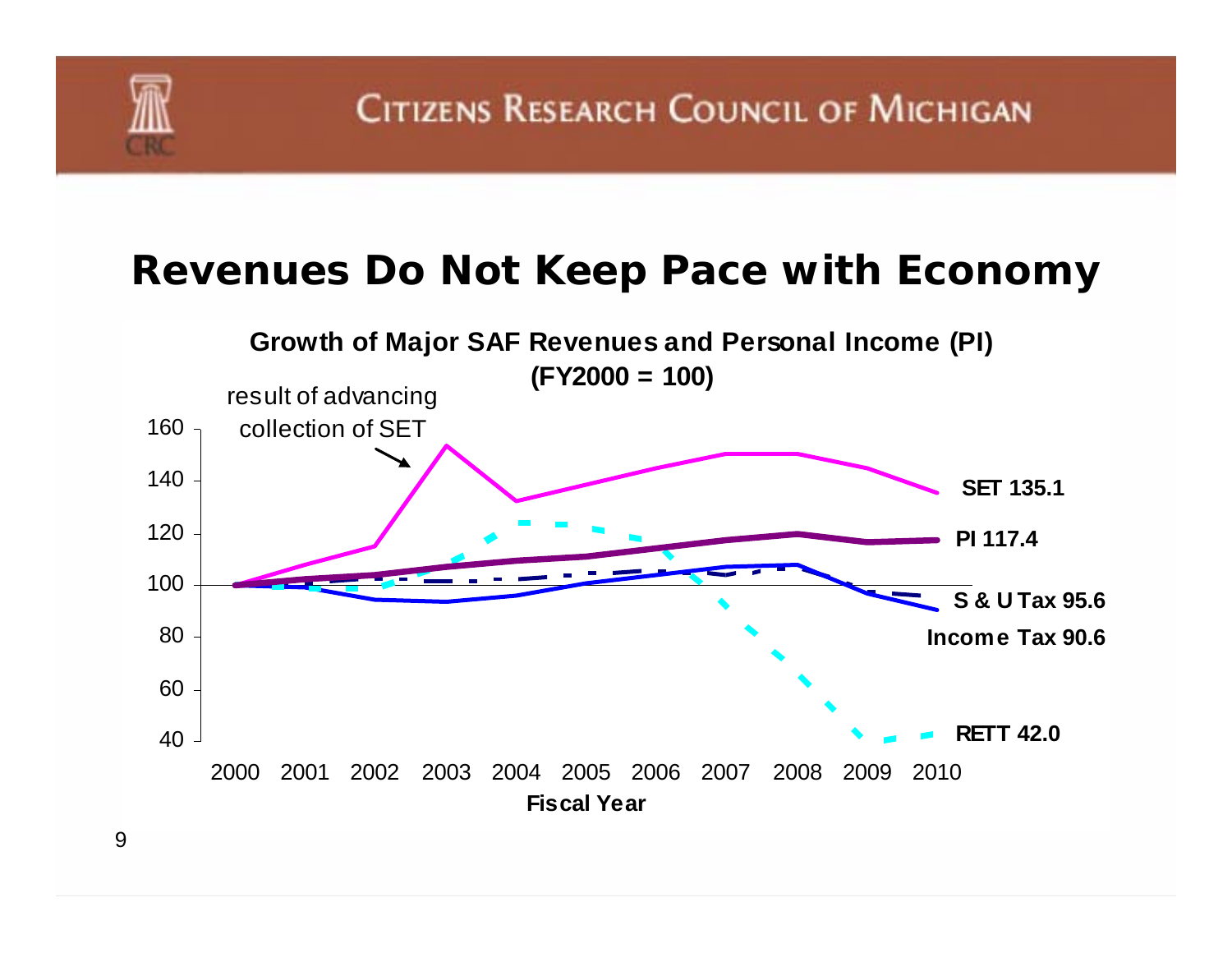# Revenues Do Not Keep Pace with Economy

**Growth of Major SAF Revenues and Personal Income (PI)**
**(FY2000 = 100)**

result of advancing collection of SET

SET 135.1

PI 117.4

S & U Tax 95.6

Income Tax 90.6

RETT 42.0

Fiscal Year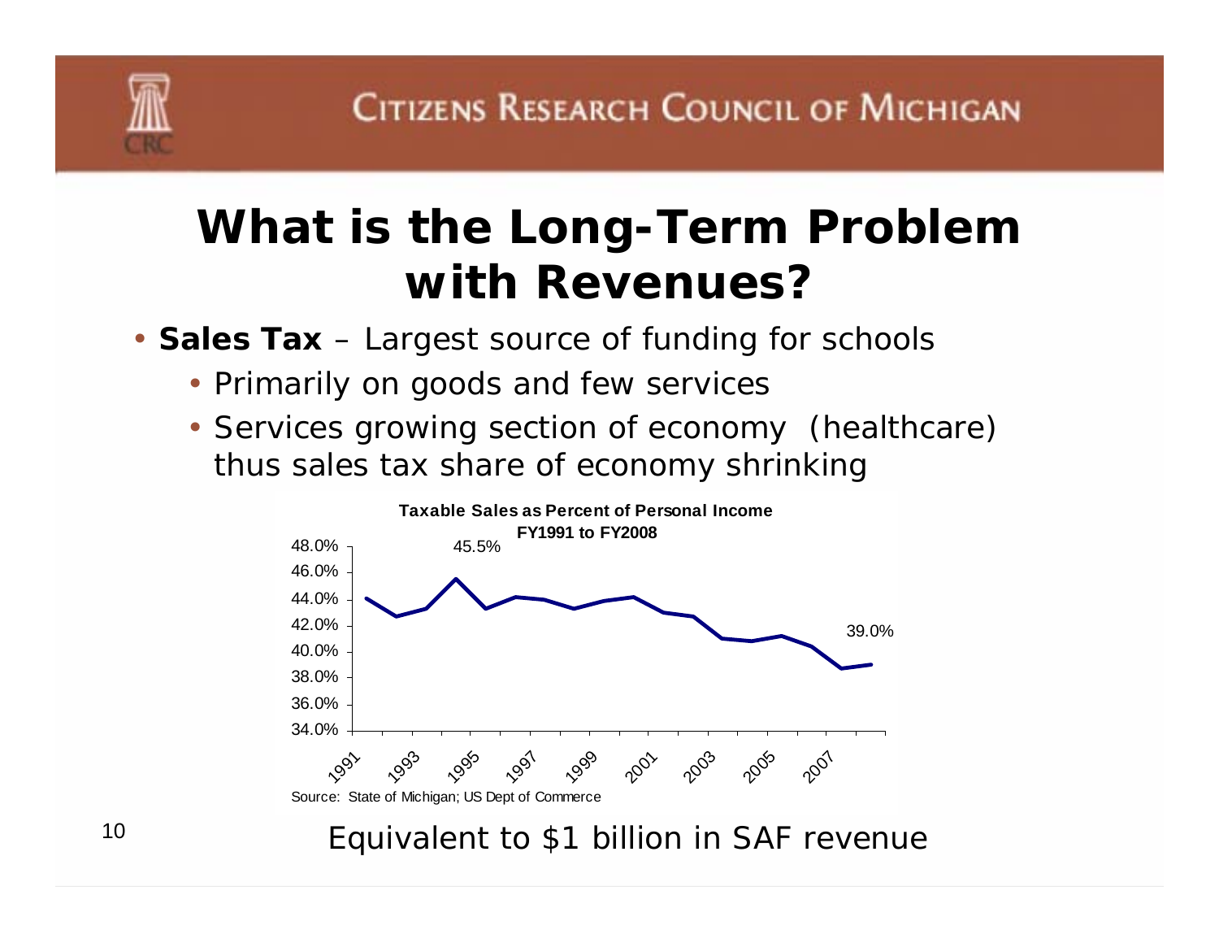# What is the Long-Term Problem with Revenues?

- **Sales Tax** – Largest source of funding for schools
  - Primarily on goods and few services
  - Services growing section of economy (healthcare) thus sales tax share of economy shrinking

**Taxable Sales as Percent of Personal Income FY1991 to FY2008**

45.5%

39.0%

Source: State of Michigan; US Dept of Commerce

Equivalent to $1 billion in SAF revenue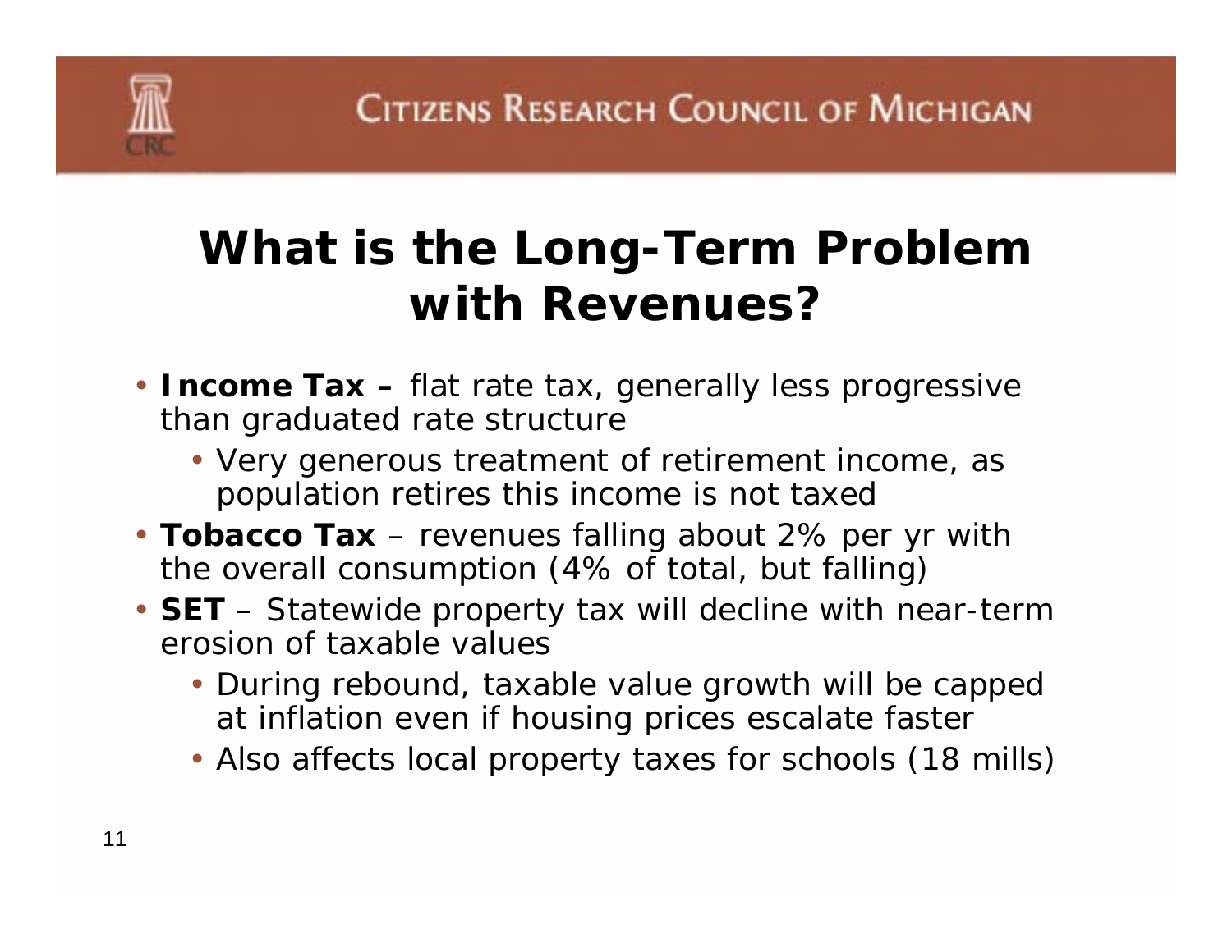# What is the Long-Term Problem with Revenues?

- **Income Tax –** flat rate tax, generally less progressive than graduated rate structure
  - Very generous treatment of retirement income, as population retires this income is not taxed
- **Tobacco Tax** – revenues falling about 2% per yr with the overall consumption (4% of total, but falling)
- **SET** – Statewide property tax will decline with near-term erosion of taxable values
  - During rebound, taxable value growth will be capped at inflation even if housing prices escalate faster
  - Also affects local property taxes for schools (18 mills)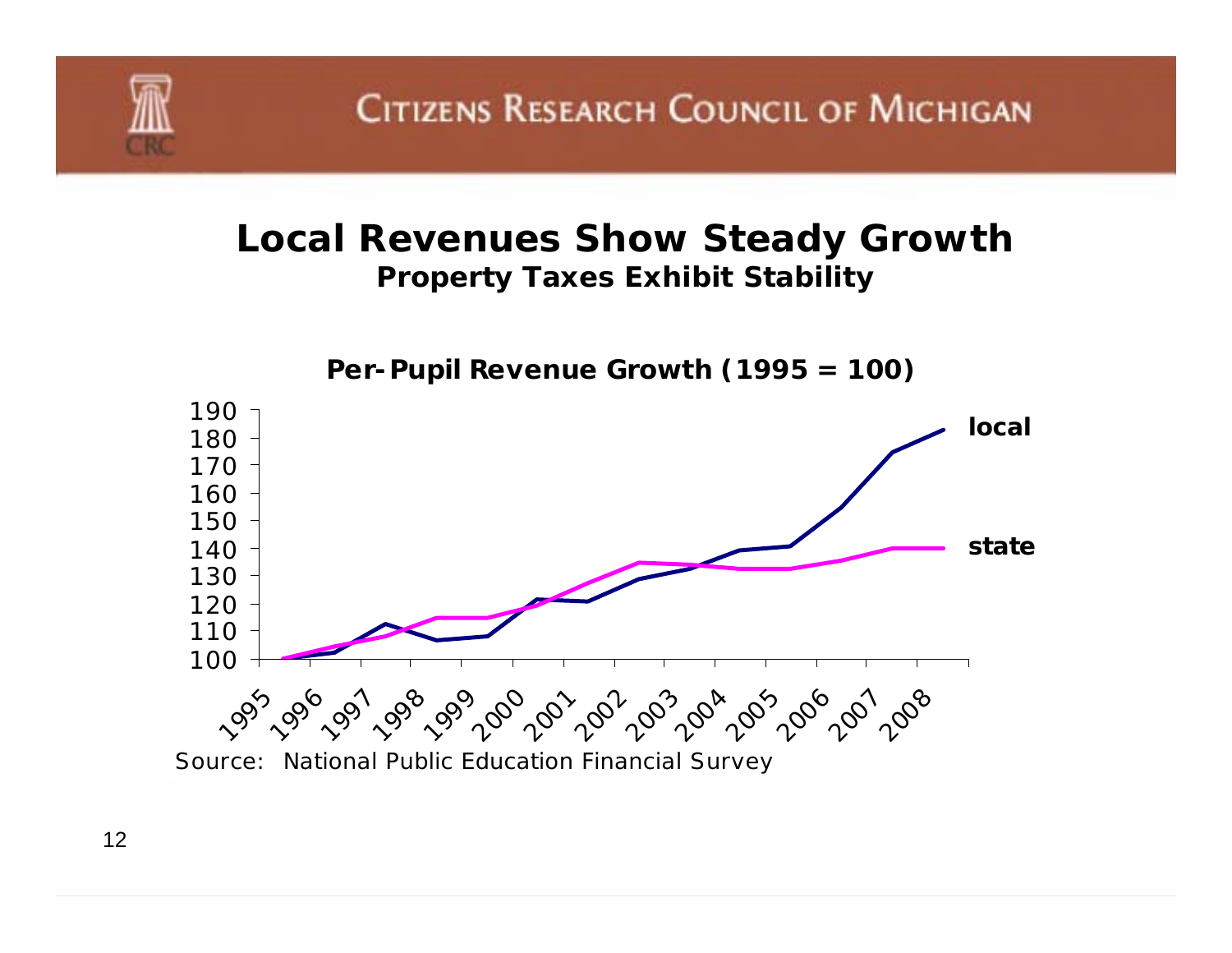# Local Revenues Show Steady Growth

## Property Taxes Exhibit Stability

**Per-Pupil Revenue Growth (1995 = 100)**

Source: National Public Education Financial Survey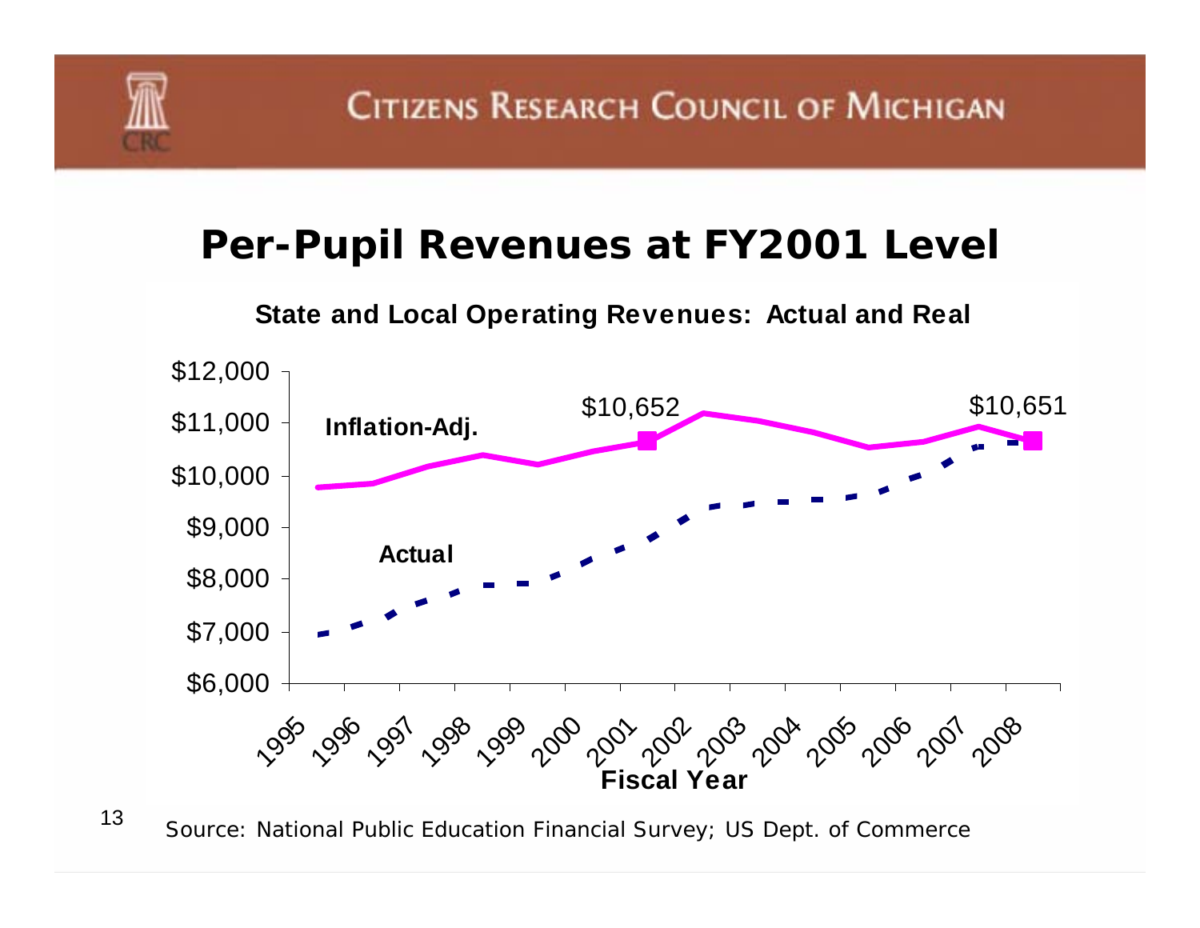# Per-Pupil Revenues at FY2001 Level

**State and Local Operating Revenues: Actual and Real**

Inflation-Adj.

$10,652

$10,651

Actual

Fiscal Year

Source: National Public Education Financial Survey; US Dept. of Commerce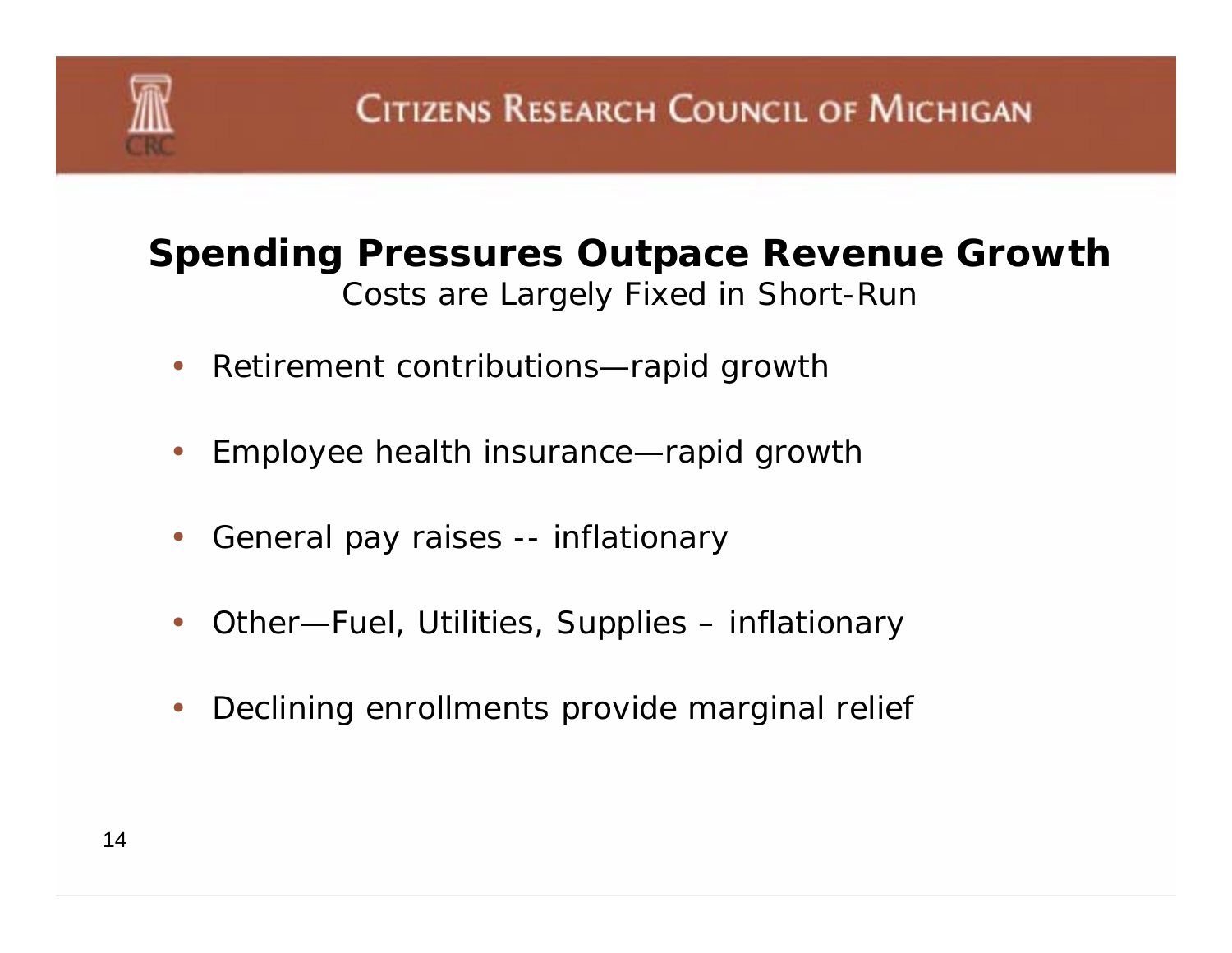## Spending Pressures Outpace Revenue Growth

*Costs are Largely Fixed in Short-Run*

- Retirement contributions—rapid growth
- Employee health insurance—rapid growth
- General pay raises -- inflationary
- Other—Fuel, Utilities, Supplies – inflationary
- Declining enrollments provide marginal relief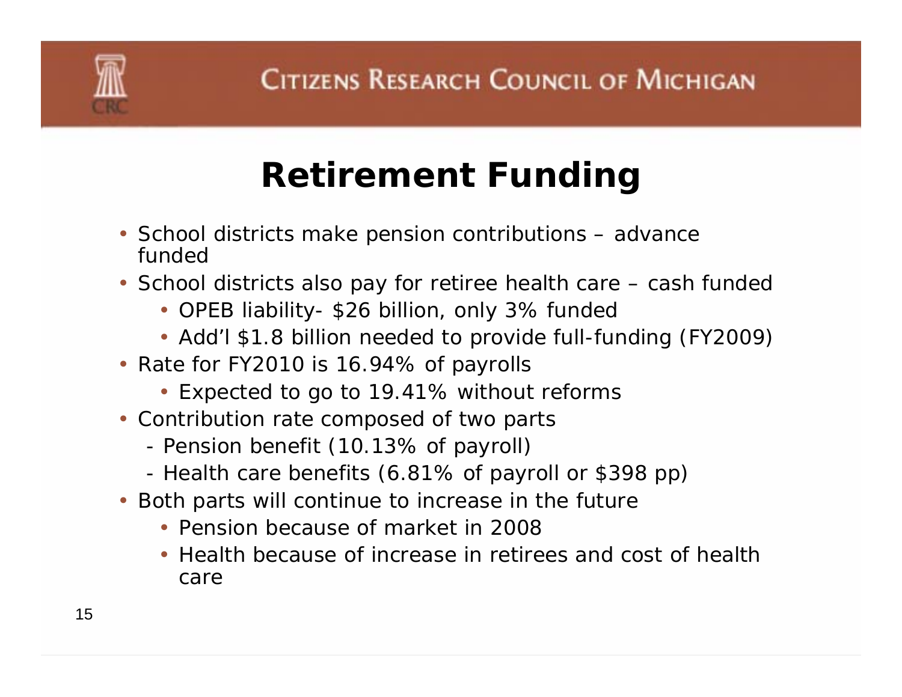# Retirement Funding

- School districts make pension contributions – advance funded
- School districts also pay for retiree health care – cash funded
  - OPEB liability- $26 billion, only 3% funded
  - Add'l $1.8 billion needed to provide full-funding (FY2009)
- Rate for FY2010 is 16.94% of payrolls
  - Expected to go to 19.41% without reforms
- Contribution rate composed of two parts
  - Pension benefit (10.13% of payroll)
  - Health care benefits (6.81% of payroll or $398 pp)
- Both parts will continue to increase in the future
  - Pension because of market in 2008
  - Health because of increase in retirees and cost of health care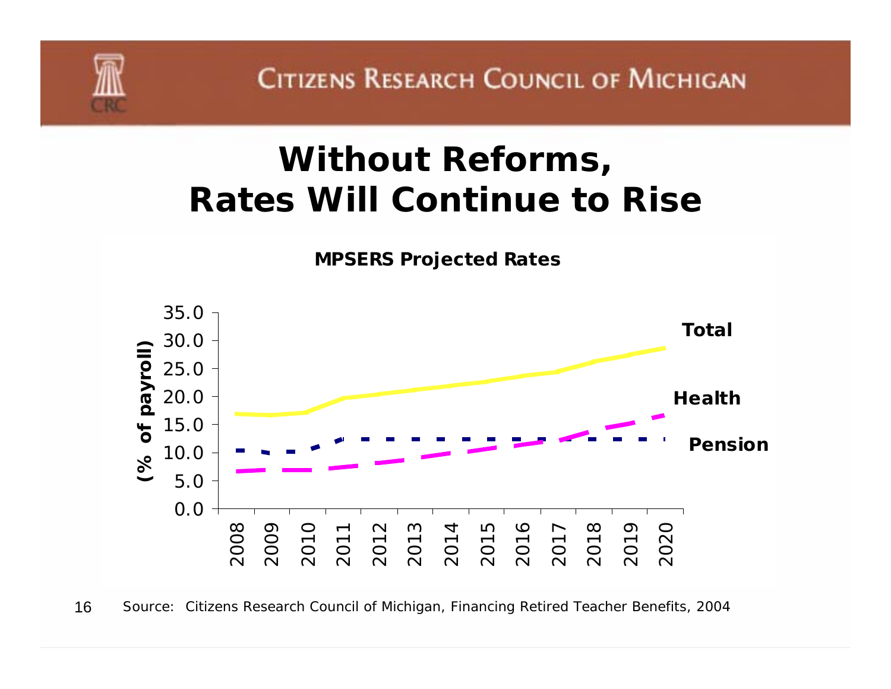# Without Reforms, Rates Will Continue to Rise

**MPSERS Projected Rates**

(% of payroll)

Total

Health

Pension

Source: Citizens Research Council of Michigan, Financing Retired Teacher Benefits, 2004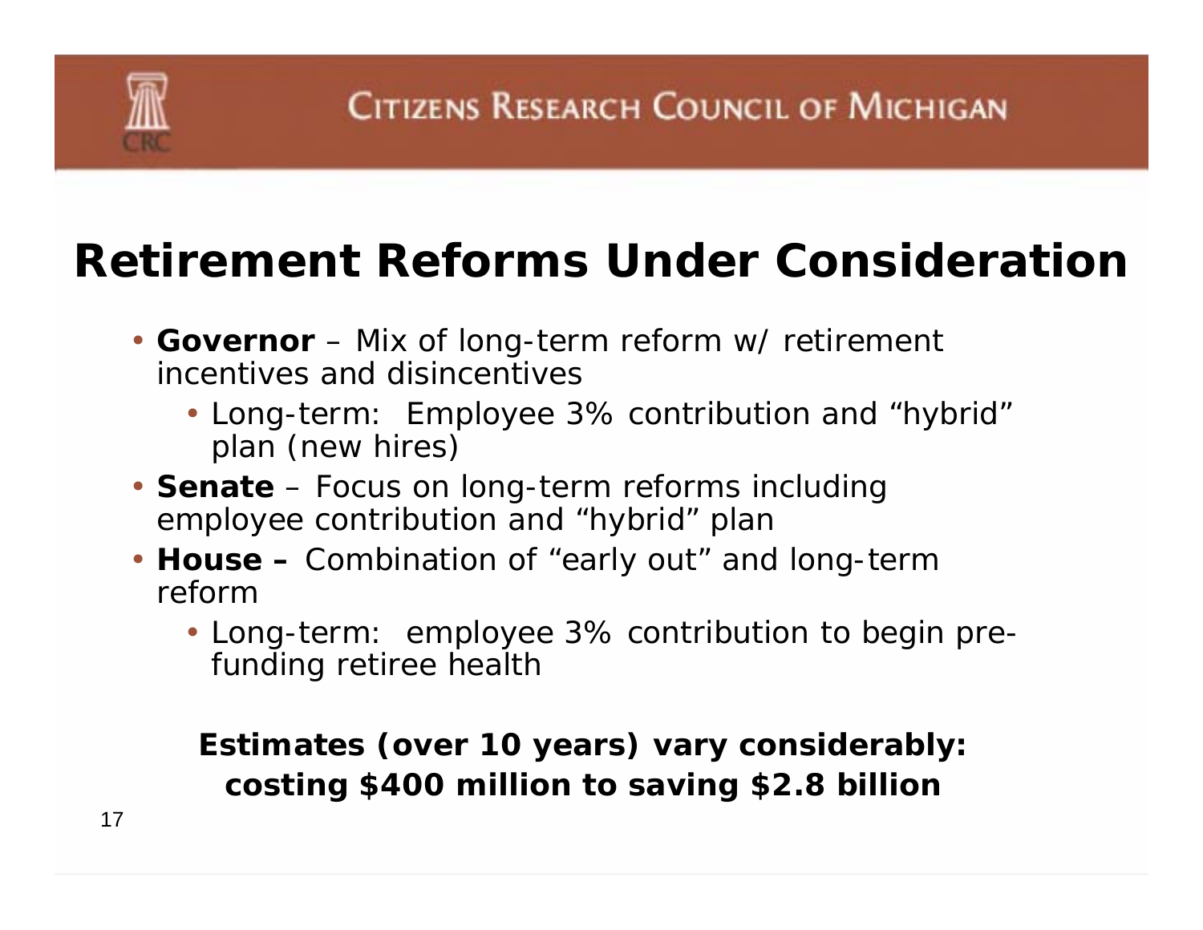# Retirement Reforms Under Consideration

- **Governor** – Mix of long-term reform w/ retirement incentives and disincentives
  - Long-term: Employee 3% contribution and "hybrid" plan (new hires)
- **Senate** – Focus on long-term reforms including employee contribution and "hybrid" plan
- **House –** Combination of "early out" and long-term reform
  - Long-term: employee 3% contribution to begin pre-funding retiree health

**Estimates (over 10 years) vary considerably: costing $400 million to saving $2.8 billion**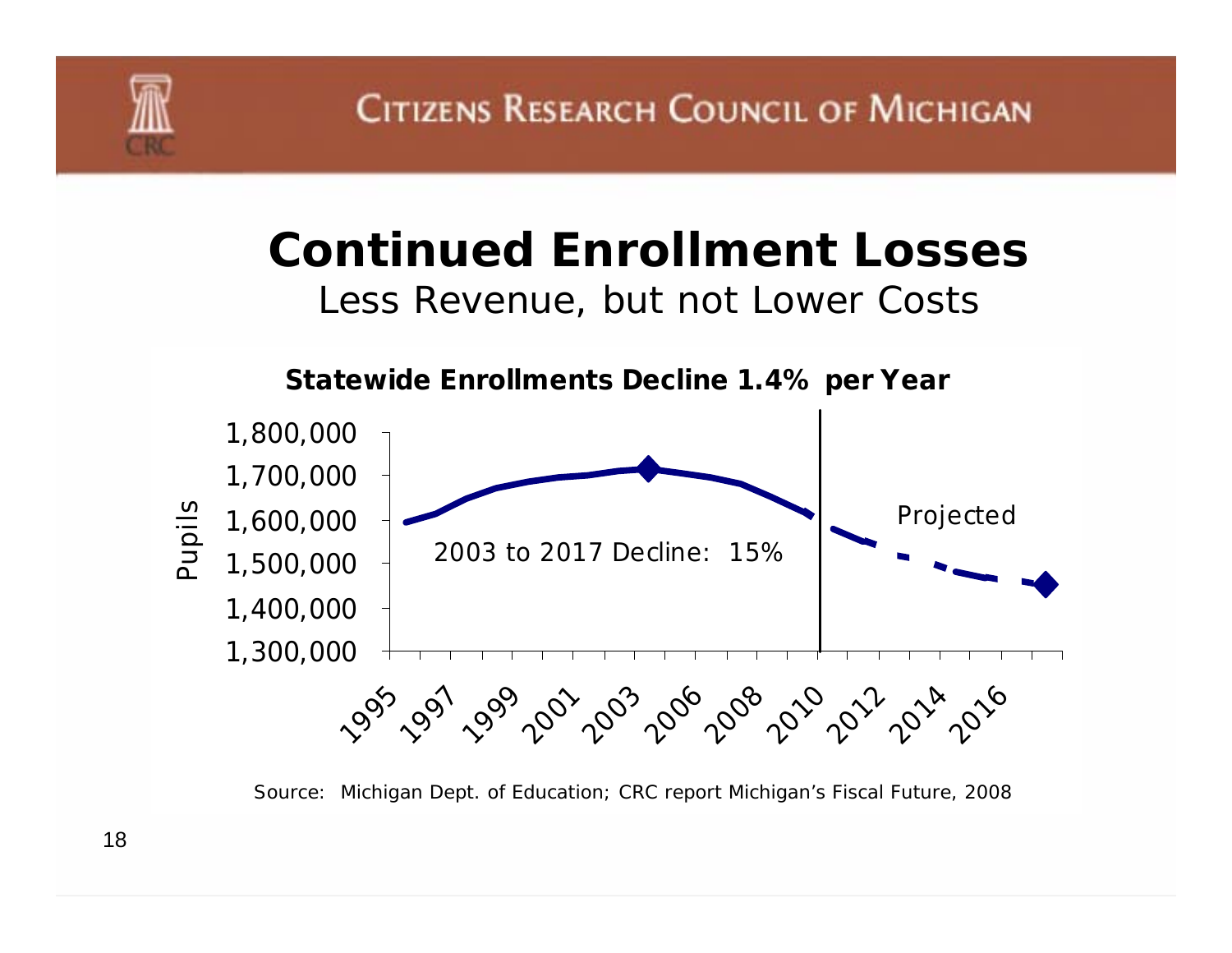Citizens Research Council of Michigan

# Continued Enrollment Losses

Less Revenue, but not Lower Costs

**Statewide Enrollments Decline 1.4% per Year**

Pupils: 1,800,000 · 1,700,000 · 1,600,000 · 1,500,000 · 1,400,000 · 1,300,000

2003 to 2017 Decline: 15%

Projected

1995 · 1997 · 1999 · 2001 · 2003 · 2006 · 2008 · 2010 · 2012 · 2014 · 2016

Source: Michigan Dept. of Education; CRC report Michigan's Fiscal Future, 2008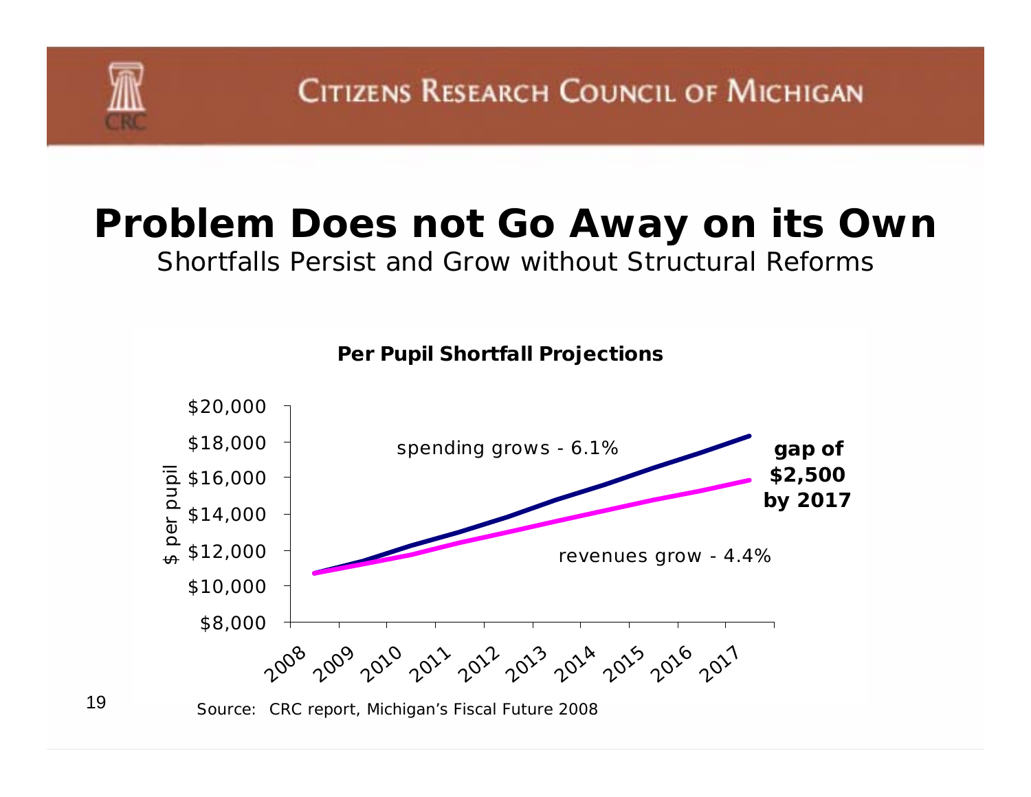# Problem Does not Go Away on its Own

Shortfalls Persist and Grow without Structural Reforms

**Per Pupil Shortfall Projections**

$20,000
$18,000
$16,000
$14,000
$12,000
$10,000
$8,000

$ per pupil

spending grows - 6.1%

revenues grow - 4.4%

**gap of $2,500 by 2017**

2008 2009 2010 2011 2012 2013 2014 2015 2016 2017

Source: CRC report, Michigan's Fiscal Future 2008